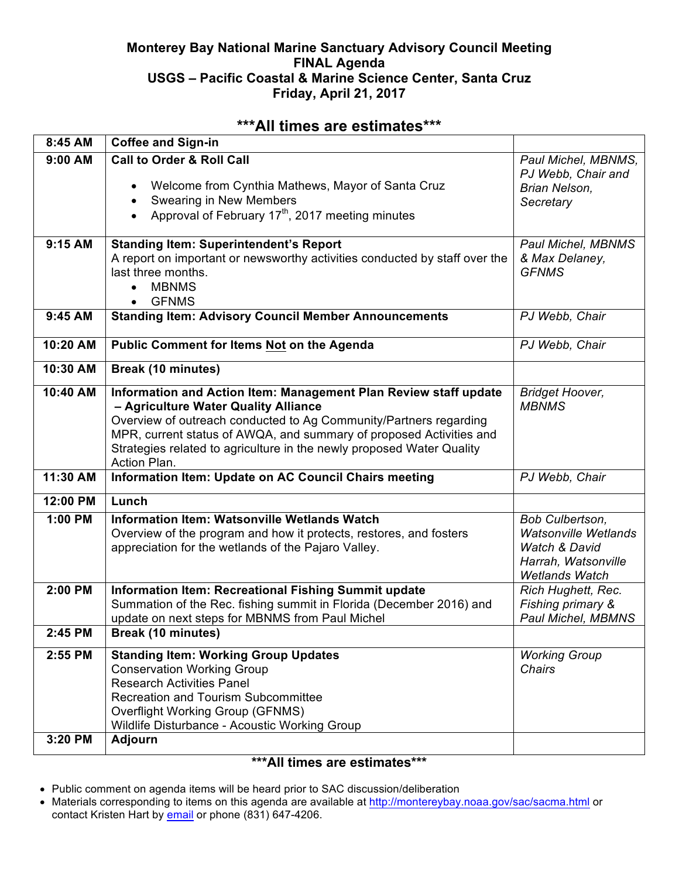**Monterey Bay National Marine Sanctuary Advisory Council Meeting**
**FINAL Agenda**
**USGS – Pacific Coastal & Marine Science Center, Santa Cruz**
**Friday, April 21, 2017**

## ***All times are estimates***

| Time | Item | Presenter |
|---|---|---|
| **8:45 AM** | **Coffee and Sign-in** | |
| **9:00 AM** | **Call to Order & Roll Call**<br>• Welcome from Cynthia Mathews, Mayor of Santa Cruz<br>• Swearing in New Members<br>• Approval of February 17th, 2017 meeting minutes | *Paul Michel, MBNMS, PJ Webb, Chair and Brian Nelson, Secretary* |
| **9:15 AM** | **Standing Item: Superintendent's Report**<br>A report on important or newsworthy activities conducted by staff over the last three months.<br>• MBNMS<br>• GFNMS | *Paul Michel, MBNMS & Max Delaney, GFNMS* |
| **9:45 AM** | **Standing Item: Advisory Council Member Announcements** | *PJ Webb, Chair* |
| **10:20 AM** | **Public Comment for Items Not on the Agenda** | *PJ Webb, Chair* |
| **10:30 AM** | **Break (10 minutes)** | |
| **10:40 AM** | **Information and Action Item: Management Plan Review staff update – Agriculture Water Quality Alliance**<br>Overview of outreach conducted to Ag Community/Partners regarding MPR, current status of AWQA, and summary of proposed Activities and Strategies related to agriculture in the newly proposed Water Quality Action Plan. | *Bridget Hoover, MBNMS* |
| **11:30 AM** | **Information Item: Update on AC Council Chairs meeting** | *PJ Webb, Chair* |
| **12:00 PM** | **Lunch** | |
| **1:00 PM** | **Information Item: Watsonville Wetlands Watch**<br>Overview of the program and how it protects, restores, and fosters appreciation for the wetlands of the Pajaro Valley. | *Bob Culbertson, Watsonville Wetlands Watch & David Harrah, Watsonville Wetlands Watch* |
| **2:00 PM** | **Information Item: Recreational Fishing Summit update**<br>Summation of the Rec. fishing summit in Florida (December 2016) and update on next steps for MBNMS from Paul Michel | *Rich Hughett, Rec. Fishing primary & Paul Michel, MBMNS* |
| **2:45 PM** | **Break (10 minutes)** | |
| **2:55 PM** | **Standing Item: Working Group Updates**<br>Conservation Working Group<br>Research Activities Panel<br>Recreation and Tourism Subcommittee<br>Overflight Working Group (GFNMS)<br>Wildlife Disturbance - Acoustic Working Group | *Working Group Chairs* |
| **3:20 PM** | **Adjourn** | |

**\*\*\*All times are estimates\*\*\***

- Public comment on agenda items will be heard prior to SAC discussion/deliberation
- Materials corresponding to items on this agenda are available at http://montereybay.noaa.gov/sac/sacma.html or contact Kristen Hart by email or phone (831) 647-4206.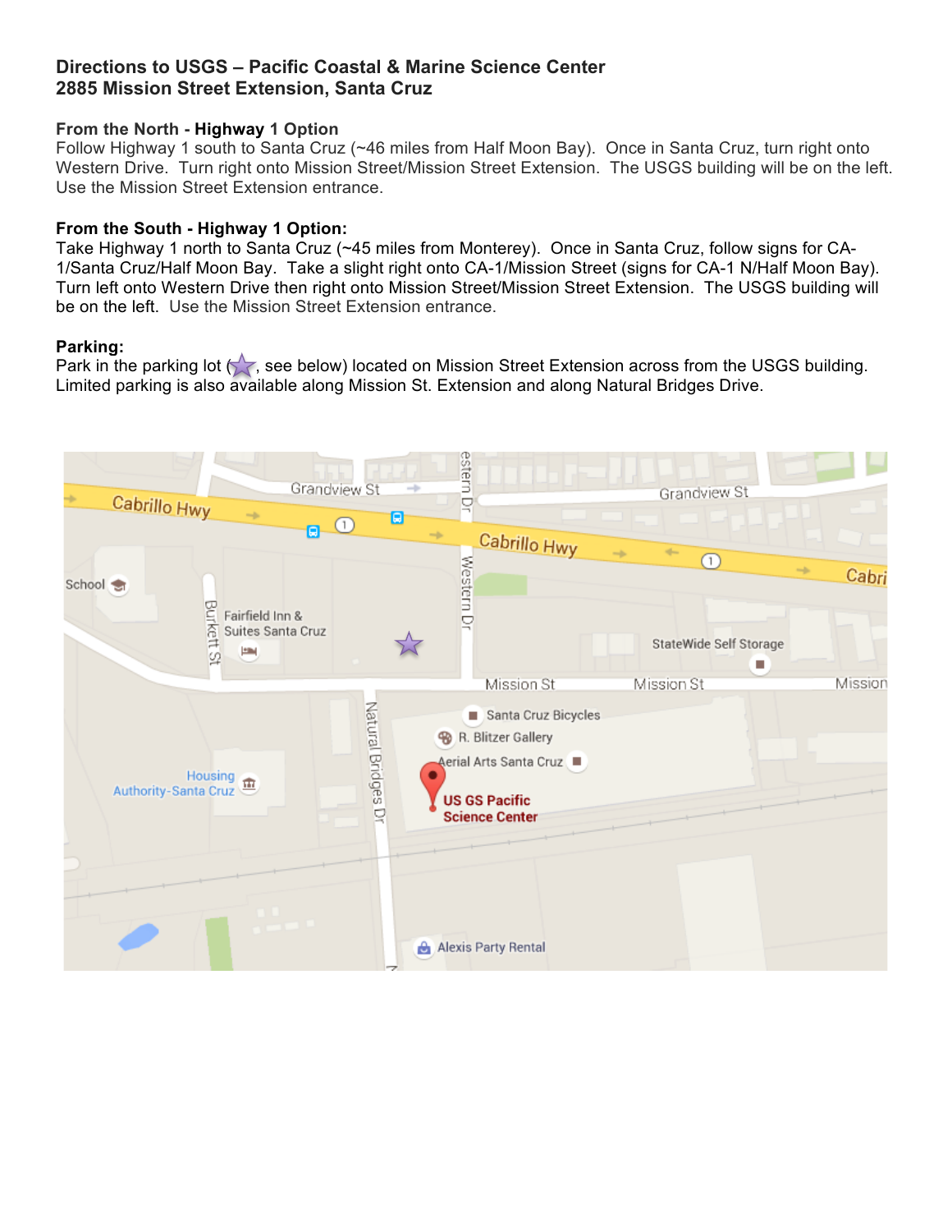**Directions to USGS – Pacific Coastal & Marine Science Center**
**2885 Mission Street Extension, Santa Cruz**

**From the North - Highway 1 Option**

Follow Highway 1 south to Santa Cruz (~46 miles from Half Moon Bay). Once in Santa Cruz, turn right onto Western Drive. Turn right onto Mission Street/Mission Street Extension. The USGS building will be on the left. Use the Mission Street Extension entrance.

**From the South - Highway 1 Option:**

Take Highway 1 north to Santa Cruz (~45 miles from Monterey). Once in Santa Cruz, follow signs for CA-1/Santa Cruz/Half Moon Bay. Take a slight right onto CA-1/Mission Street (signs for CA-1 N/Half Moon Bay). Turn left onto Western Drive then right onto Mission Street/Mission Street Extension. The USGS building will be on the left. Use the Mission Street Extension entrance.

**Parking:**

Park in the parking lot (★, see below) located on Mission Street Extension across from the USGS building. Limited parking is also available along Mission St. Extension and along Natural Bridges Drive.

Grandview St
Grandview St
Cabrillo Hwy
Cabrillo Hwy
Cabri
1
1
Western Dr
School
Burkett St
Fairfield Inn & Suites Santa Cruz
StateWide Self Storage
Mission St
Mission St
Mission
Natural Bridges Dr
Santa Cruz Bicycles
R. Blitzer Gallery
Aerial Arts Santa Cruz
US GS Pacific Science Center
Housing Authority-Santa Cruz
Alexis Party Rental